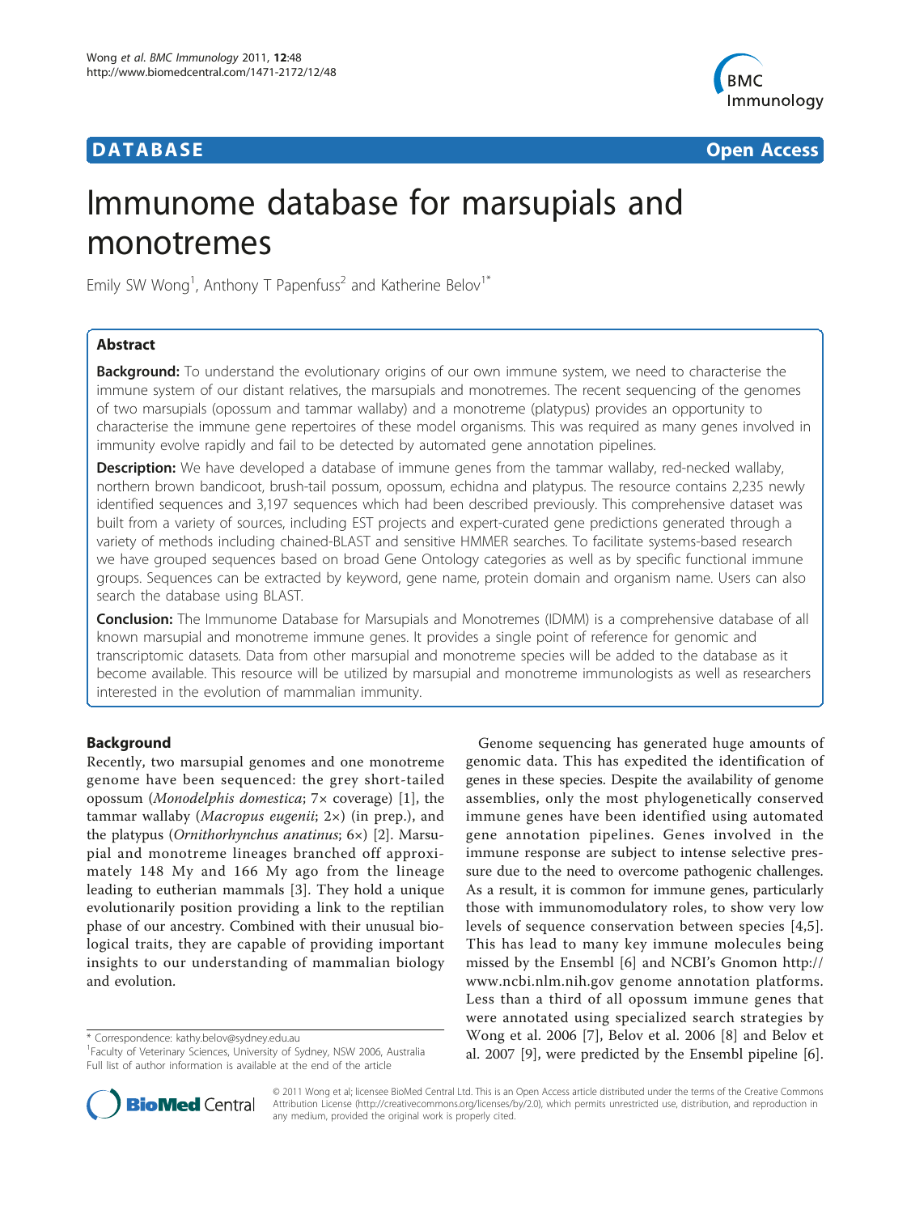**DATABASE** **Open Access**

# Immunome database for marsupials and monotremes

Emily SW Wong[1], Anthony T Papenfuss[2] and Katherine Belov[1*]

## Abstract

**Background:** To understand the evolutionary origins of our own immune system, we need to characterise the immune system of our distant relatives, the marsupials and monotremes. The recent sequencing of the genomes of two marsupials (opossum and tammar wallaby) and a monotreme (platypus) provides an opportunity to characterise the immune gene repertoires of these model organisms. This was required as many genes involved in immunity evolve rapidly and fail to be detected by automated gene annotation pipelines.

**Description:** We have developed a database of immune genes from the tammar wallaby, red-necked wallaby, northern brown bandicoot, brush-tail possum, opossum, echidna and platypus. The resource contains 2,235 newly identified sequences and 3,197 sequences which had been described previously. This comprehensive dataset was built from a variety of sources, including EST projects and expert-curated gene predictions generated through a variety of methods including chained-BLAST and sensitive HMMER searches. To facilitate systems-based research we have grouped sequences based on broad Gene Ontology categories as well as by specific functional immune groups. Sequences can be extracted by keyword, gene name, protein domain and organism name. Users can also search the database using BLAST.

**Conclusion:** The Immunome Database for Marsupials and Monotremes (IDMM) is a comprehensive database of all known marsupial and monotreme immune genes. It provides a single point of reference for genomic and transcriptomic datasets. Data from other marsupial and monotreme species will be added to the database as it become available. This resource will be utilized by marsupial and monotreme immunologists as well as researchers interested in the evolution of mammalian immunity.

## Background

Recently, two marsupial genomes and one monotreme genome have been sequenced: the grey short-tailed opossum (*Monodelphis domestica*; 7× coverage) [1], the tammar wallaby (*Macropus eugenii*; 2×) (in prep.), and the platypus (*Ornithorhynchus anatinus*; 6×) [2]. Marsupial and monotreme lineages branched off approximately 148 My and 166 My ago from the lineage leading to eutherian mammals [3]. They hold a unique evolutionarily position providing a link to the reptilian phase of our ancestry. Combined with their unusual biological traits, they are capable of providing important insights to our understanding of mammalian biology and evolution.

Genome sequencing has generated huge amounts of genomic data. This has expedited the identification of genes in these species. Despite the availability of genome assemblies, only the most phylogenetically conserved immune genes have been identified using automated gene annotation pipelines. Genes involved in the immune response are subject to intense selective pressure due to the need to overcome pathogenic challenges. As a result, it is common for immune genes, particularly those with immunomodulatory roles, to show very low levels of sequence conservation between species [4,5]. This has lead to many key immune molecules being missed by the Ensembl [6] and NCBI's Gnomon http://www.ncbi.nlm.nih.gov genome annotation platforms. Less than a third of all opossum immune genes that were annotated using specialized search strategies by Wong et al. 2006 [7], Belov et al. 2006 [8] and Belov et al. 2007 [9], were predicted by the Ensembl pipeline [6].

\* Correspondence: kathy.belov@sydney.edu.au
[1]Faculty of Veterinary Sciences, University of Sydney, NSW 2006, Australia
Full list of author information is available at the end of the article

© 2011 Wong et al; licensee BioMed Central Ltd. This is an Open Access article distributed under the terms of the Creative Commons Attribution License (http://creativecommons.org/licenses/by/2.0), which permits unrestricted use, distribution, and reproduction in any medium, provided the original work is properly cited.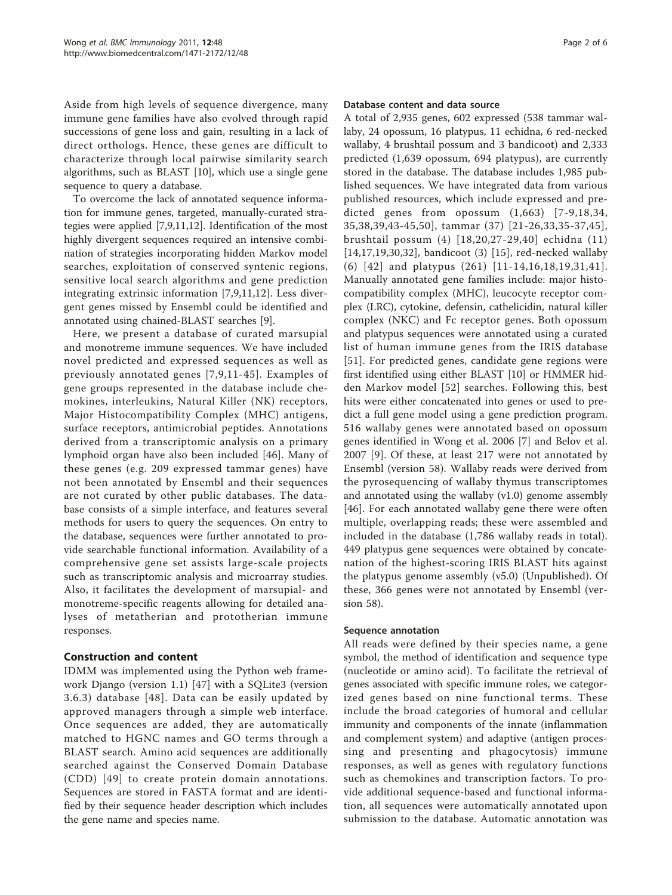Aside from high levels of sequence divergence, many immune gene families have also evolved through rapid successions of gene loss and gain, resulting in a lack of direct orthologs. Hence, these genes are difficult to characterize through local pairwise similarity search algorithms, such as BLAST [10], which use a single gene sequence to query a database.

To overcome the lack of annotated sequence information for immune genes, targeted, manually-curated strategies were applied [7,9,11,12]. Identification of the most highly divergent sequences required an intensive combination of strategies incorporating hidden Markov model searches, exploitation of conserved syntenic regions, sensitive local search algorithms and gene prediction integrating extrinsic information [7,9,11,12]. Less divergent genes missed by Ensembl could be identified and annotated using chained-BLAST searches [9].

Here, we present a database of curated marsupial and monotreme immune sequences. We have included novel predicted and expressed sequences as well as previously annotated genes [7,9,11-45]. Examples of gene groups represented in the database include chemokines, interleukins, Natural Killer (NK) receptors, Major Histocompatibility Complex (MHC) antigens, surface receptors, antimicrobial peptides. Annotations derived from a transcriptomic analysis on a primary lymphoid organ have also been included [46]. Many of these genes (e.g. 209 expressed tammar genes) have not been annotated by Ensembl and their sequences are not curated by other public databases. The database consists of a simple interface, and features several methods for users to query the sequences. On entry to the database, sequences were further annotated to provide searchable functional information. Availability of a comprehensive gene set assists large-scale projects such as transcriptomic analysis and microarray studies. Also, it facilitates the development of marsupial- and monotreme-specific reagents allowing for detailed analyses of metatherian and prototherian immune responses.

## Construction and content

IDMM was implemented using the Python web framework Django (version 1.1) [47] with a SQLite3 (version 3.6.3) database [48]. Data can be easily updated by approved managers through a simple web interface. Once sequences are added, they are automatically matched to HGNC names and GO terms through a BLAST search. Amino acid sequences are additionally searched against the Conserved Domain Database (CDD) [49] to create protein domain annotations. Sequences are stored in FASTA format and are identified by their sequence header description which includes the gene name and species name.

### Database content and data source

A total of 2,935 genes, 602 expressed (538 tammar wallaby, 24 opossum, 16 platypus, 11 echidna, 6 red-necked wallaby, 4 brushtail possum and 3 bandicoot) and 2,333 predicted (1,639 opossum, 694 platypus), are currently stored in the database. The database includes 1,985 published sequences. We have integrated data from various published resources, which include expressed and predicted genes from opossum (1,663) [7-9,18,34,35,38,39,43-45,50], tammar (37) [21-26,33,35-37,45], brushtail possum (4) [18,20,27-29,40] echidna (11) [14,17,19,30,32], bandicoot (3) [15], red-necked wallaby (6) [42] and platypus (261) [11-14,16,18,19,31,41]. Manually annotated gene families include: major histocompatibility complex (MHC), leucocyte receptor complex (LRC), cytokine, defensin, cathelicidin, natural killer complex (NKC) and Fc receptor genes. Both opossum and platypus sequences were annotated using a curated list of human immune genes from the IRIS database [51]. For predicted genes, candidate gene regions were first identified using either BLAST [10] or HMMER hidden Markov model [52] searches. Following this, best hits were either concatenated into genes or used to predict a full gene model using a gene prediction program. 516 wallaby genes were annotated based on opossum genes identified in Wong et al. 2006 [7] and Belov et al. 2007 [9]. Of these, at least 217 were not annotated by Ensembl (version 58). Wallaby reads were derived from the pyrosequencing of wallaby thymus transcriptomes and annotated using the wallaby (v1.0) genome assembly [46]. For each annotated wallaby gene there were often multiple, overlapping reads; these were assembled and included in the database (1,786 wallaby reads in total). 449 platypus gene sequences were obtained by concatenation of the highest-scoring IRIS BLAST hits against the platypus genome assembly (v5.0) (Unpublished). Of these, 366 genes were not annotated by Ensembl (version 58).

### Sequence annotation

All reads were defined by their species name, a gene symbol, the method of identification and sequence type (nucleotide or amino acid). To facilitate the retrieval of genes associated with specific immune roles, we categorized genes based on nine functional terms. These include the broad categories of humoral and cellular immunity and components of the innate (inflammation and complement system) and adaptive (antigen processing and presenting and phagocytosis) immune responses, as well as genes with regulatory functions such as chemokines and transcription factors. To provide additional sequence-based and functional information, all sequences were automatically annotated upon submission to the database. Automatic annotation was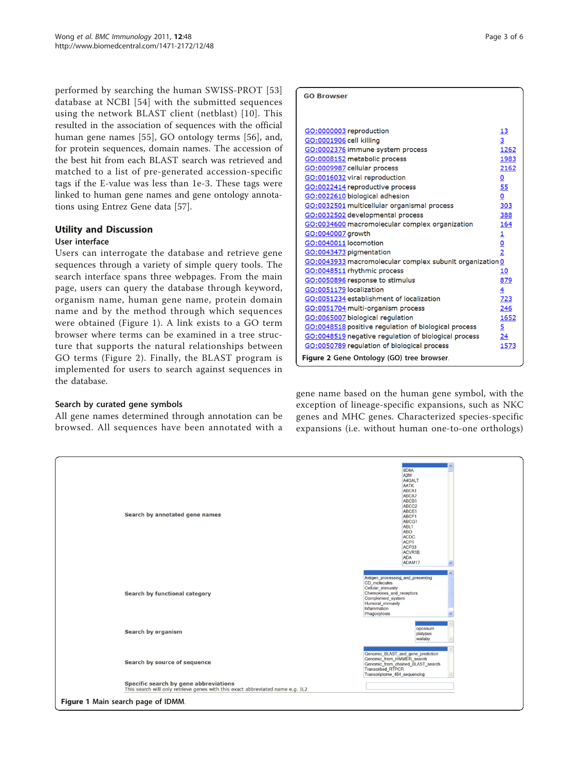performed by searching the human SWISS-PROT [53] database at NCBI [54] with the submitted sequences using the network BLAST client (netblast) [10]. This resulted in the association of sequences with the official human gene names [55], GO ontology terms [56], and, for protein sequences, domain names. The accession of the best hit from each BLAST search was retrieved and matched to a list of pre-generated accession-specific tags if the E-value was less than 1e-3. These tags were linked to human gene names and gene ontology annotations using Entrez Gene data [57].

## Utility and Discussion

### User interface

Users can interrogate the database and retrieve gene sequences through a variety of simple query tools. The search interface spans three webpages. From the main page, users can query the database through keyword, organism name, human gene name, protein domain name and by the method through which sequences were obtained (Figure 1). A link exists to a GO term browser where terms can be examined in a tree structure that supports the natural relationships between GO terms (Figure 2). Finally, the BLAST program is implemented for users to search against sequences in the database.

**GO Browser**

| GO term | Count |
|---|---|
| GO:0000003 reproduction | 13 |
| GO:0001906 cell killing | 3 |
| GO:0002376 immune system process | 1262 |
| GO:0008152 metabolic process | 1983 |
| GO:0009987 cellular process | 2162 |
| GO:0016032 viral reproduction | 0 |
| GO:0022414 reproductive process | 55 |
| GO:0022610 biological adhesion | 0 |
| GO:0032501 multicellular organismal process | 303 |
| GO:0032502 developmental process | 388 |
| GO:0034600 macromolecular complex organization | 164 |
| GO:0040007 growth | 1 |
| GO:0040011 locomotion | 0 |
| GO:0043473 pigmentation | 2 |
| GO:0043933 macromolecular complex subunit organization | 0 |
| GO:0048511 rhythmic process | 10 |
| GO:0050896 response to stimulus | 879 |
| GO:0051179 localization | 4 |
| GO:0051234 establishment of localization | 723 |
| GO:0051704 multi-organism process | 246 |
| GO:0065007 biological regulation | 1652 |
| GO:0048518 positive regulation of biological process | 5 |
| GO:0048519 negative regulation of biological process | 24 |
| GO:0050789 regulation of biological process | 1573 |

**Figure 2** Gene Ontology (GO) tree browser.

### Search by curated gene symbols

All gene names determined through annotation can be browsed. All sequences have been annotated with a gene name based on the human gene symbol, with the exception of lineage-specific expansions, such as NKC genes and MHC genes. Characterized species-specific expansions (i.e. without human one-to-one orthologs)

| | |
|---|---|
| Search by annotated gene names | 8D6A, A2M, A4GALT, AATK, ABCA1, ABCA7, ABCB1, ABCC2, ABCE1, ABCF1, ABCG1, ABL1, ABO, ACDC, ACP1, ACP33, ACVR1B, ADA, ADAM17 |
| Search by functional category | Antigen_processing_and_presenting, CD_molecules, Cellular_immunity, Chemokines_and_receptors, Complement_system, Humoral_immunity, Inflammation, Phagocytosis |
| Search by organism | opossum, platypus, wallaby |
| Search by source of sequence | Genomic_BLAST_and_gene_prediction, Genomic_from_HMMER_search, Genomic_from_chained_BLAST_search, Transcribed_RTPCR, Transcriptome_454_sequencing |
| Specific search by gene abbreviations<br>This search will only retrieve genes with this exact abbreviated name e.g. IL2 | |

**Figure 1** Main search page of IDMM.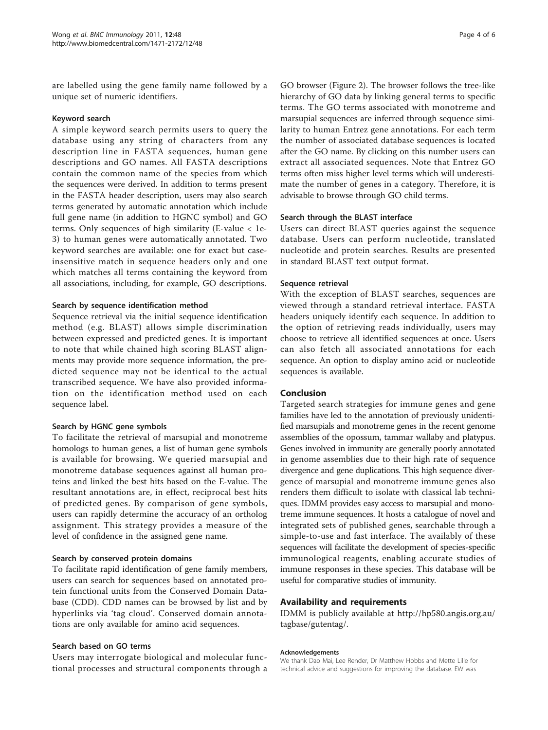are labelled using the gene family name followed by a unique set of numeric identifiers.

### Keyword search

A simple keyword search permits users to query the database using any string of characters from any description line in FASTA sequences, human gene descriptions and GO names. All FASTA descriptions contain the common name of the species from which the sequences were derived. In addition to terms present in the FASTA header description, users may also search terms generated by automatic annotation which include full gene name (in addition to HGNC symbol) and GO terms. Only sequences of high similarity (E-value < 1e-3) to human genes were automatically annotated. Two keyword searches are available: one for exact but case-insensitive match in sequence headers only and one which matches all terms containing the keyword from all associations, including, for example, GO descriptions.

### Search by sequence identification method

Sequence retrieval via the initial sequence identification method (e.g. BLAST) allows simple discrimination between expressed and predicted genes. It is important to note that while chained high scoring BLAST alignments may provide more sequence information, the predicted sequence may not be identical to the actual transcribed sequence. We have also provided information on the identification method used on each sequence label.

### Search by HGNC gene symbols

To facilitate the retrieval of marsupial and monotreme homologs to human genes, a list of human gene symbols is available for browsing. We queried marsupial and monotreme database sequences against all human proteins and linked the best hits based on the E-value. The resultant annotations are, in effect, reciprocal best hits of predicted genes. By comparison of gene symbols, users can rapidly determine the accuracy of an ortholog assignment. This strategy provides a measure of the level of confidence in the assigned gene name.

### Search by conserved protein domains

To facilitate rapid identification of gene family members, users can search for sequences based on annotated protein functional units from the Conserved Domain Database (CDD). CDD names can be browsed by list and by hyperlinks via 'tag cloud'. Conserved domain annotations are only available for amino acid sequences.

### Search based on GO terms

Users may interrogate biological and molecular functional processes and structural components through a GO browser (Figure 2). The browser follows the tree-like hierarchy of GO data by linking general terms to specific terms. The GO terms associated with monotreme and marsupial sequences are inferred through sequence similarity to human Entrez gene annotations. For each term the number of associated database sequences is located after the GO name. By clicking on this number users can extract all associated sequences. Note that Entrez GO terms often miss higher level terms which will underestimate the number of genes in a category. Therefore, it is advisable to browse through GO child terms.

### Search through the BLAST interface

Users can direct BLAST queries against the sequence database. Users can perform nucleotide, translated nucleotide and protein searches. Results are presented in standard BLAST text output format.

### Sequence retrieval

With the exception of BLAST searches, sequences are viewed through a standard retrieval interface. FASTA headers uniquely identify each sequence. In addition to the option of retrieving reads individually, users may choose to retrieve all identified sequences at once. Users can also fetch all associated annotations for each sequence. An option to display amino acid or nucleotide sequences is available.

## Conclusion

Targeted search strategies for immune genes and gene families have led to the annotation of previously unidentified marsupials and monotreme genes in the recent genome assemblies of the opossum, tammar wallaby and platypus. Genes involved in immunity are generally poorly annotated in genome assemblies due to their high rate of sequence divergence and gene duplications. This high sequence divergence of marsupial and monotreme immune genes also renders them difficult to isolate with classical lab techniques. IDMM provides easy access to marsupial and monotreme immune sequences. It hosts a catalogue of novel and integrated sets of published genes, searchable through a simple-to-use and fast interface. The availaby of these sequences will facilitate the development of species-specific immunological reagents, enabling accurate studies of immune responses in these species. This database will be useful for comparative studies of immunity.

## Availability and requirements

IDMM is publicly available at http://hp580.angis.org.au/tagbase/gutentag/.

#### Acknowledgements

We thank Dao Mai, Lee Render, Dr Matthew Hobbs and Mette Lille for technical advice and suggestions for improving the database. EW was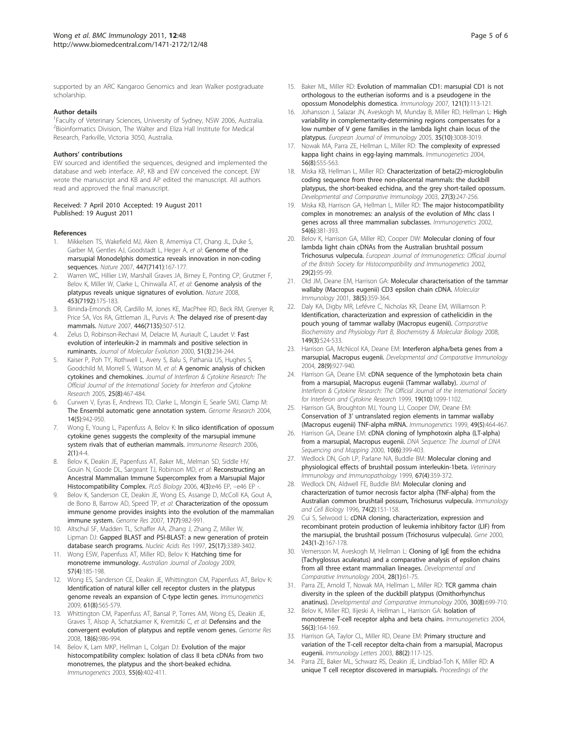supported by an ARC Kangaroo Genomics and Jean Walker postgraduate scholarship.

#### Author details

[1]Faculty of Veterinary Sciences, University of Sydney, NSW 2006, Australia. [2]Bioinformatics Division, The Walter and Eliza Hall Institute for Medical Research, Parkville, Victoria 3050, Australia.

#### Authors' contributions

EW sourced and identified the sequences, designed and implemented the database and web interface. AP, KB and EW conceived the concept. EW wrote the manuscript and KB and AP edited the manuscript. All authors read and approved the final manuscript.

Received: 7 April 2010 Accepted: 19 August 2011
Published: 19 August 2011

#### References

1. Mikkelsen TS, Wakefield MJ, Aken B, Amemiya CT, Chang JL, Duke S, Garber M, Gentles AJ, Goodstadt L, Heger A, *et al*: **Genome of the marsupial Monodelphis domestica reveals innovation in non-coding sequences.** *Nature* 2007, **447(7141)**:167-177.
2. Warren WC, Hillier LW, Marshall Graves JA, Birney E, Ponting CP, Grutzner F, Belov K, Miller W, Clarke L, Chinwalla AT, *et al*: **Genome analysis of the platypus reveals unique signatures of evolution.** *Nature* 2008, **453(7192)**:175-183.
3. Bininda-Emonds OR, Cardillo M, Jones KE, MacPhee RD, Beck RM, Grenyer R, Price SA, Vos RA, Gittleman JL, Purvis A: **The delayed rise of present-day mammals.** *Nature* 2007, **446(7135)**:507-512.
4. Zelus D, Robinson-Rechavi M, Delacre M, Auriault C, Laudet V: **Fast evolution of interleukin-2 in mammals and positive selection in ruminants.** *Journal of Molecular Evolution* 2000, **51(3)**:234-244.
5. Kaiser P, Poh TY, Rothwell L, Avery S, Balu S, Pathania US, Hughes S, Goodchild M, Morrell S, Watson M, *et al*: **A genomic analysis of chicken cytokines and chemokines.** *Journal of Interferon & Cytokine Research: The Official Journal of the International Society for Interferon and Cytokine Research* 2005, **25(8)**:467-484.
6. Curwen V, Eyras E, Andrews TD, Clarke L, Mongin E, Searle SMJ, Clamp M: **The Ensembl automatic gene annotation system.** *Genome Research* 2004, **14(5)**:942-950.
7. Wong E, Young L, Papenfuss A, Belov K: **In silico identification of opossum cytokine genes suggests the complexity of the marsupial immune system rivals that of eutherian mammals.** *Immunome Research* 2006, **2(1)**:4-4.
8. Belov K, Deakin JE, Papenfuss AT, Baker ML, Melman SD, Siddle HV, Gouin N, Goode DL, Sargeant TJ, Robinson MD, *et al*: **Reconstructing an Ancestral Mammalian Immune Supercomplex from a Marsupial Major Histocompatibility Complex.** *PLoS Biology* 2006, **4(3)**:e46 EP, –e46 EP -.
9. Belov K, Sanderson CE, Deakin JE, Wong ES, Assange D, McColl KA, Gout A, de Bono B, Barrow AD, Speed TP, *et al*: **Characterization of the opossum immune genome provides insights into the evolution of the mammalian immune system.** *Genome Res* 2007, **17(7)**:982-991.
10. Altschul SF, Madden TL, Schaffer AA, Zhang J, Zhang Z, Miller W, Lipman DJ: **Gapped BLAST and PSI-BLAST: a new generation of protein database search programs.** *Nucleic Acids Res* 1997, **25(17)**:3389-3402.
11. Wong ESW, Papenfuss AT, Miller RD, Belov K: **Hatching time for monotreme immunology.** *Australian Journal of Zoology* 2009, **57(4)**:185-198.
12. Wong ES, Sanderson CE, Deakin JE, Whittington CM, Papenfuss AT, Belov K: **Identification of natural killer cell receptor clusters in the platypus genome reveals an expansion of C-type lectin genes.** *Immunogenetics* 2009, **61(8)**:565-579.
13. Whittington CM, Papenfuss AT, Bansal P, Torres AM, Wong ES, Deakin JE, Graves T, Alsop A, Schatzkamer K, Kremitzki C, *et al*: **Defensins and the convergent evolution of platypus and reptile venom genes.** *Genome Res* 2008, **18(6)**:986-994.
14. Belov K, Lam MKP, Hellman L, Colgan DJ: **Evolution of the major histocompatibility complex: Isolation of class II beta cDNAs from two monotremes, the platypus and the short-beaked echidna.** *Immunogenetics* 2003, **55(6)**:402-411.
15. Baker ML, Miller RD: **Evolution of mammalian CD1: marsupial CD1 is not orthologous to the eutherian isoforms and is a pseudogene in the opossum Monodelphis domestica.** *Immunology* 2007, **121(1)**:113-121.
16. Johansson J, Salazar JN, Aveskogh M, Munday B, Miller RD, Hellman L: **High variability in complementarity-determining regions compensates for a low number of V gene families in the lambda light chain locus of the platypus.** *European Journal of Immunology* 2005, **35(10)**:3008-3019.
17. Nowak MA, Parra ZE, Hellman L, Miller RD: **The complexity of expressed kappa light chains in egg-laying mammals.** *Immunogenetics* 2004, **56(8)**:555-563.
18. Miska KB, Hellman L, Miller RD: **Characterization of beta(2)-microglobulin coding sequence from three non-placental mammals: the duckbill platypus, the short-beaked echidna, and the grey short-tailed opossum.** *Developmental and Comparative Immunology* 2003, **27(3)**:247-256.
19. Miska KB, Harrison GA, Hellman L, Miller RD: **The major histocompatibility complex in monotremes: an analysis of the evolution of Mhc class I genes across all three mammalian subclasses.** *Immunogenetics* 2002, **54(6)**:381-393.
20. Belov K, Harrison GA, Miller RD, Cooper DW: **Molecular cloning of four lambda light chain cDNAs from the Australian brushtail possum Trichosurus vulpecula.** *European Journal of Immunogenetics: Official Journal of the British Society for Histocompatibility and Immunogenetics* 2002, **29(2)**:95-99.
21. Old JM, Deane EM, Harrison GA: **Molecular characterisation of the tammar wallaby (Macropus eugenii) CD3 epsilon chain cDNA.** *Molecular Immunology* 2001, **38(5)**:359-364.
22. Daly KA, Digby MR, Lefévre C, Nicholas KR, Deane EM, Williamson P: **Identification, characterization and expression of cathelicidin in the pouch young of tammar wallaby (Macropus eugenii).** *Comparative Biochemistry and Physiology Part B, Biochemistry & Molecular Biology* 2008, **149(3)**:524-533.
23. Harrison GA, McNicol KA, Deane EM: **Interferon alpha/beta genes from a marsupial, Macropus eugenii.** *Developmental and Comparative Immunology* 2004, **28(9)**:927-940.
24. Harrison GA, Deane EM: **cDNA sequence of the lymphotoxin beta chain from a marsupial, Macropus eugenii (Tammar wallaby).** *Journal of Interferon & Cytokine Research: The Official Journal of the International Society for Interferon and Cytokine Research* 1999, **19(10)**:1099-1102.
25. Harrison GA, Broughton MJ, Young LJ, Cooper DW, Deane EM: **Conservation of 3' untranslated region elements in tammar wallaby (Macropus eugenii) TNF-alpha mRNA.** *Immunogenetics* 1999, **49(5)**:464-467.
26. Harrison GA, Deane EM: **cDNA cloning of lymphotoxin alpha (LT-alpha) from a marsupial, Macropus eugenii.** *DNA Sequence: The Journal of DNA Sequencing and Mapping* 2000, **10(6)**:399-403.
27. Wedlock DN, Goh LP, Parlane NA, Buddle BM: **Molecular cloning and physiological effects of brushtail possum interleukin-1beta.** *Veterinary Immunology and Immunopathology* 1999, **67(4)**:359-372.
28. Wedlock DN, Aldwell FE, Buddle BM: **Molecular cloning and characterization of tumor necrosis factor alpha (TNF-alpha) from the Australian common brushtail possum, Trichosurus vulpecula.** *Immunology and Cell Biology* 1996, **74(2)**:151-158.
29. Cui S, Selwood L: **cDNA cloning, characterization, expression and recombinant protein production of leukemia inhibitory factor (LIF) from the marsupial, the brushtail possum (Trichosurus vulpecula).** *Gene* 2000, **243(1-2)**:167-178.
30. Vernersson M, Aveskogh M, Hellman L: **Cloning of IgE from the echidna (Tachyglossus aculeatus) and a comparative analysis of epsilon chains from all three extant mammalian lineages.** *Developmental and Comparative Immunology* 2004, **28(1)**:61-75.
31. Parra ZE, Arnold T, Nowak MA, Hellman L, Miller RD: **TCR gamma chain diversity in the spleen of the duckbill platypus (Ornithorhynchus anatinus).** *Developmental and Comparative Immunology* 2006, **30(8)**:699-710.
32. Belov K, Miller RD, Ilijeski A, Hellman L, Harrison GA: **Isolation of monotreme T-cell receptor alpha and beta chains.** *Immunogenetics* 2004, **56(3)**:164-169.
33. Harrison GA, Taylor CL, Miller RD, Deane EM: **Primary structure and variation of the T-cell receptor delta-chain from a marsupial, Macropus eugenii.** *Immunology Letters* 2003, **88(2)**:117-125.
34. Parra ZE, Baker ML, Schwarz RS, Deakin JE, Lindblad-Toh K, Miller RD: **A unique T cell receptor discovered in marsupials.** *Proceedings of the*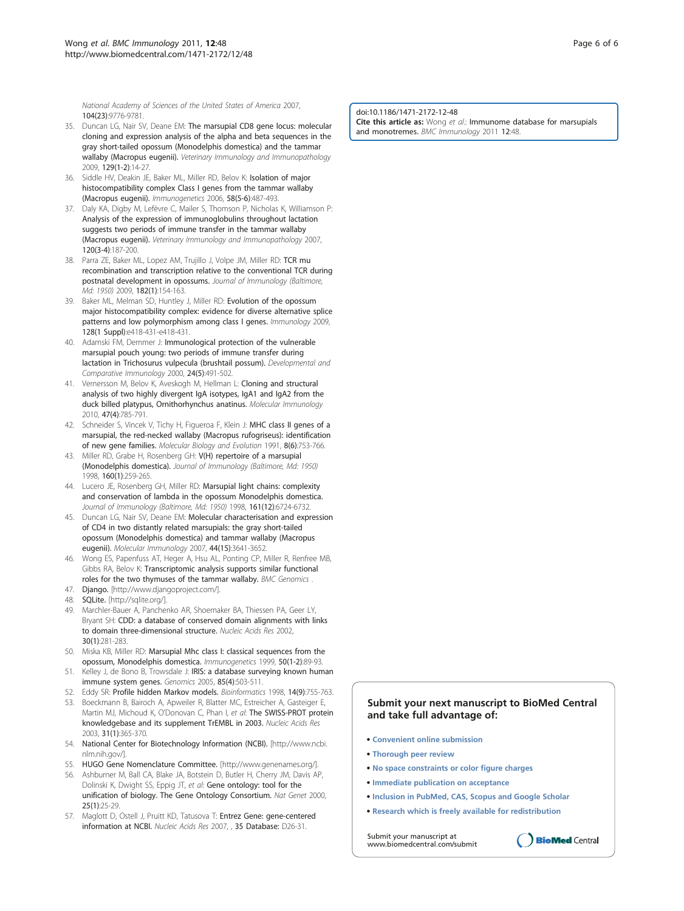National Academy of Sciences of the United States of America 2007, **104(23)**:9776-9781.

35. Duncan LG, Nair SV, Deane EM: **The marsupial CD8 gene locus: molecular cloning and expression analysis of the alpha and beta sequences in the gray short-tailed opossum (Monodelphis domestica) and the tammar wallaby (Macropus eugenii).** *Veterinary Immunology and Immunopathology* 2009, **129(1-2)**:14-27.
36. Siddle HV, Deakin JE, Baker ML, Miller RD, Belov K: **Isolation of major histocompatibility complex Class I genes from the tammar wallaby (Macropus eugenii).** *Immunogenetics* 2006, **58(5-6)**:487-493.
37. Daly KA, Digby M, Lefèvre C, Mailer S, Thomson P, Nicholas K, Williamson P: **Analysis of the expression of immunoglobulins throughout lactation suggests two periods of immune transfer in the tammar wallaby (Macropus eugenii).** *Veterinary Immunology and Immunopathology* 2007, **120(3-4)**:187-200.
38. Parra ZE, Baker ML, Lopez AM, Trujillo J, Volpe JM, Miller RD: **TCR mu recombination and transcription relative to the conventional TCR during postnatal development in opossums.** *Journal of Immunology (Baltimore, Md: 1950)* 2009, **182(1)**:154-163.
39. Baker ML, Melman SD, Huntley J, Miller RD: **Evolution of the opossum major histocompatibility complex: evidence for diverse alternative splice patterns and low polymorphism among class I genes.** *Immunology* 2009, **128(1 Suppl)**:e418-431-e418-431.
40. Adamski FM, Demmer J: **Immunological protection of the vulnerable marsupial pouch young: two periods of immune transfer during lactation in Trichosurus vulpecula (brushtail possum).** *Developmental and Comparative Immunology* 2000, **24(5)**:491-502.
41. Vernersson M, Belov K, Aveskogh M, Hellman L: **Cloning and structural analysis of two highly divergent IgA isotypes, IgA1 and IgA2 from the duck billed platypus, Ornithorhynchus anatinus.** *Molecular Immunology* 2010, **47(4)**:785-791.
42. Schneider S, Vincek V, Tichy H, Figueroa F, Klein J: **MHC class II genes of a marsupial, the red-necked wallaby (Macropus rufogriseus): identification of new gene families.** *Molecular Biology and Evolution* 1991, **8(6)**:753-766.
43. Miller RD, Grabe H, Rosenberg GH: **V(H) repertoire of a marsupial (Monodelphis domestica).** *Journal of Immunology (Baltimore, Md: 1950)* 1998, **160(1)**:259-265.
44. Lucero JE, Rosenberg GH, Miller RD: **Marsupial light chains: complexity and conservation of lambda in the opossum Monodelphis domestica.** *Journal of Immunology (Baltimore, Md: 1950)* 1998, **161(12)**:6724-6732.
45. Duncan LG, Nair SV, Deane EM: **Molecular characterisation and expression of CD4 in two distantly related marsupials: the gray short-tailed opossum (Monodelphis domestica) and tammar wallaby (Macropus eugenii).** *Molecular Immunology* 2007, **44(15)**:3641-3652.
46. Wong ES, Papenfuss AT, Heger A, Hsu AL, Ponting CP, Miller R, Renfree MB, Gibbs RA, Belov K: **Transcriptomic analysis supports similar functional roles for the two thymuses of the tammar wallaby.** *BMC Genomics* .
47. **Django.** [http://www.djangoproject.com/].
48. **SQLite.** [http://sqlite.org/].
49. Marchler-Bauer A, Panchenko AR, Shoemaker BA, Thiessen PA, Geer LY, Bryant SH: **CDD: a database of conserved domain alignments with links to domain three-dimensional structure.** *Nucleic Acids Res* 2002, **30(1)**:281-283.
50. Miska KB, Miller RD: **Marsupial Mhc class I: classical sequences from the opossum, Monodelphis domestica.** *Immunogenetics* 1999, **50(1-2)**:89-93.
51. Kelley J, de Bono B, Trowsdale J: **IRIS: a database surveying known human immune system genes.** *Genomics* 2005, **85(4)**:503-511.
52. Eddy SR: **Profile hidden Markov models.** *Bioinformatics* 1998, **14(9)**:755-763.
53. Boeckmann B, Bairoch A, Apweiler R, Blatter MC, Estreicher A, Gasteiger E, Martin MJ, Michoud K, O'Donovan C, Phan I, *et al*: **The SWISS-PROT protein knowledgebase and its supplement TrEMBL in 2003.** *Nucleic Acids Res* 2003, **31(1)**:365-370.
54. **National Center for Biotechnology Information (NCBI).** [http://www.ncbi.nlm.nih.gov/].
55. **HUGO Gene Nomenclature Committee.** [http://www.genenames.org/].
56. Ashburner M, Ball CA, Blake JA, Botstein D, Butler H, Cherry JM, Davis AP, Dolinski K, Dwight SS, Eppig JT, *et al*: **Gene ontology: tool for the unification of biology. The Gene Ontology Consortium.** *Nat Genet* 2000, **25(1)**:25-29.
57. Maglott D, Ostell J, Pruitt KD, Tatusova T: **Entrez Gene: gene-centered information at NCBI.** *Nucleic Acids Res* 2007, , 35 Database: D26-31.

doi:10.1186/1471-2172-12-48
**Cite this article as:** Wong *et al.*: Immunome database for marsupials and monotremes. *BMC Immunology* 2011 **12**:48.

**Submit your next manuscript to BioMed Central and take full advantage of:**

- **Convenient online submission**
- **Thorough peer review**
- **No space constraints or color figure charges**
- **Immediate publication on acceptance**
- **Inclusion in PubMed, CAS, Scopus and Google Scholar**
- **Research which is freely available for redistribution**

Submit your manuscript at
www.biomedcentral.com/submit

BioMed Central